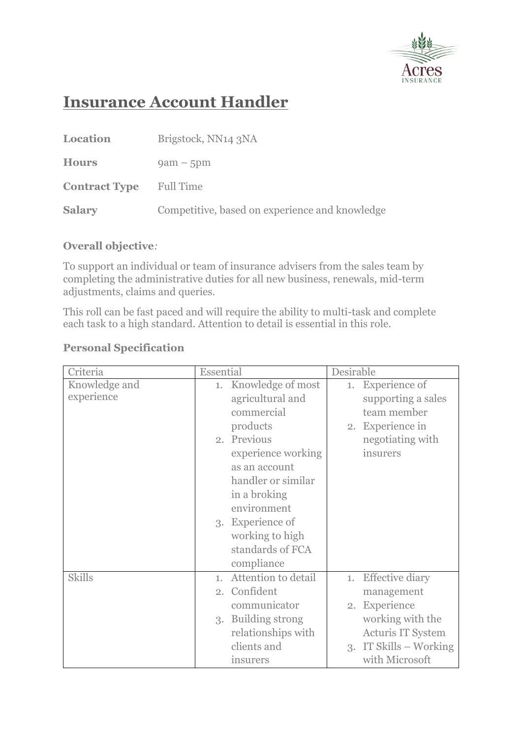# Insurance Account Handler

| | |
|---|---|
| **Location** | Brigstock, NN14 3NA |
| **Hours** | 9am – 5pm |
| **Contract Type** | Full Time |
| **Salary** | Competitive, based on experience and knowledge |

**Overall objective***:*

To support an individual or team of insurance advisers from the sales team by completing the administrative duties for all new business, renewals, mid-term adjustments, claims and queries.

This roll can be fast paced and will require the ability to multi-task and complete each task to a high standard. Attention to detail is essential in this role.

**Personal Specification**

| Criteria | Essential | Desirable |
|---|---|---|
| Knowledge and experience | 1. Knowledge of most agricultural and commercial products<br>2. Previous experience working as an account handler or similar in a broking environment<br>3. Experience of working to high standards of FCA compliance | 1. Experience of supporting a sales team member<br>2. Experience in negotiating with insurers |
| Skills | 1. Attention to detail<br>2. Confident communicator<br>3. Building strong relationships with clients and insurers | 1. Effective diary management<br>2. Experience working with the Acturis IT System<br>3. IT Skills – Working with Microsoft |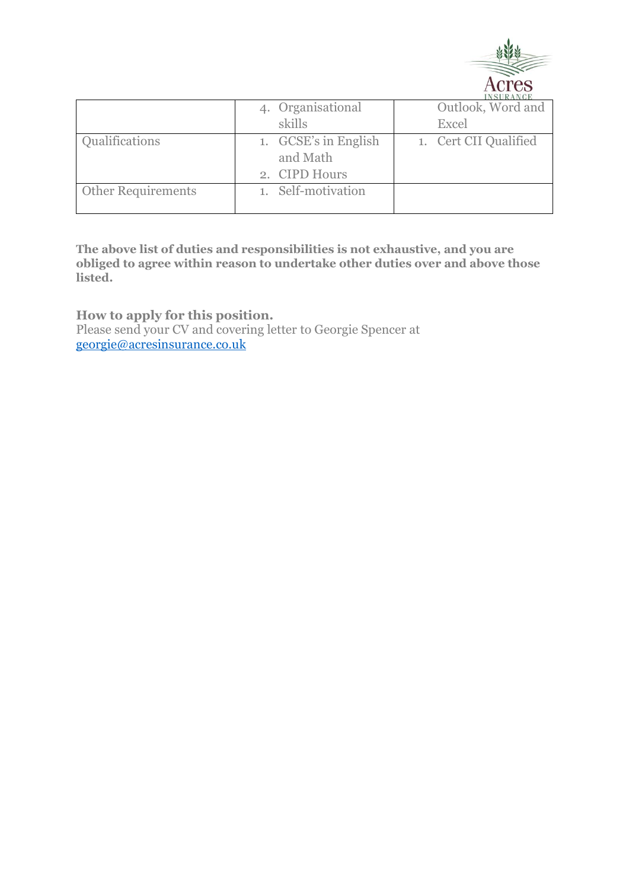| | | |
|---|---|---|
| | 4. Organisational skills | Outlook, Word and Excel |
| Qualifications | 1. GCSE's in English and Math<br>2. CIPD Hours | 1. Cert CII Qualified |
| Other Requirements | 1. Self-motivation | |

**The above list of duties and responsibilities is not exhaustive, and you are obliged to agree within reason to undertake other duties over and above those listed.**

**How to apply for this position.**
Please send your CV and covering letter to Georgie Spencer at georgie@acresinsurance.co.uk